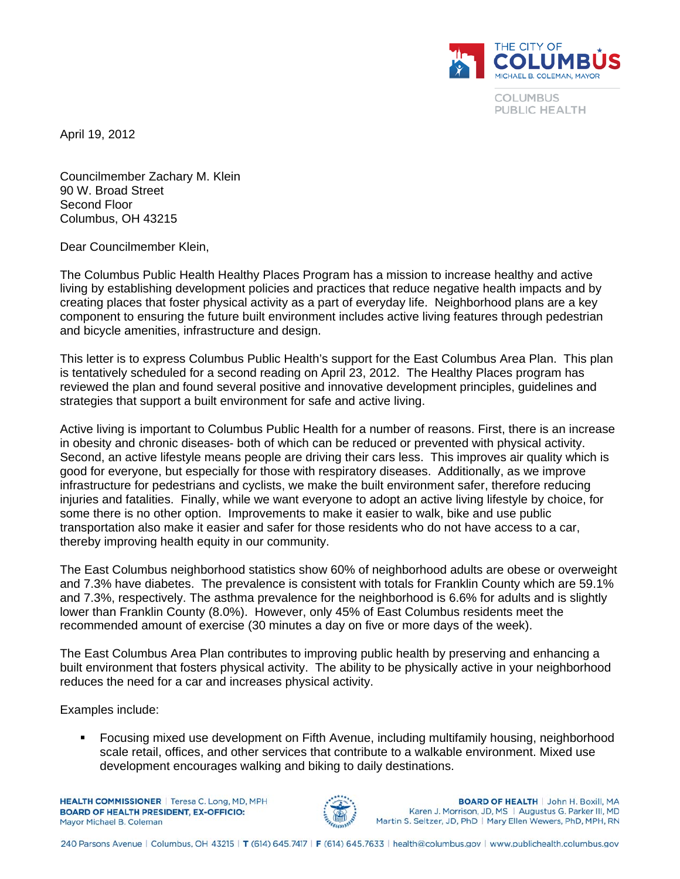THE CITY OF COLUMBUS
MICHAEL B. COLEMAN, MAYOR

COLUMBUS PUBLIC HEALTH

April 19, 2012

Councilmember Zachary M. Klein
90 W. Broad Street
Second Floor
Columbus, OH 43215

Dear Councilmember Klein,

The Columbus Public Health Healthy Places Program has a mission to increase healthy and active living by establishing development policies and practices that reduce negative health impacts and by creating places that foster physical activity as a part of everyday life. Neighborhood plans are a key component to ensuring the future built environment includes active living features through pedestrian and bicycle amenities, infrastructure and design.

This letter is to express Columbus Public Health's support for the East Columbus Area Plan. This plan is tentatively scheduled for a second reading on April 23, 2012. The Healthy Places program has reviewed the plan and found several positive and innovative development principles, guidelines and strategies that support a built environment for safe and active living.

Active living is important to Columbus Public Health for a number of reasons. First, there is an increase in obesity and chronic diseases- both of which can be reduced or prevented with physical activity. Second, an active lifestyle means people are driving their cars less. This improves air quality which is good for everyone, but especially for those with respiratory diseases. Additionally, as we improve infrastructure for pedestrians and cyclists, we make the built environment safer, therefore reducing injuries and fatalities. Finally, while we want everyone to adopt an active living lifestyle by choice, for some there is no other option. Improvements to make it easier to walk, bike and use public transportation also make it easier and safer for those residents who do not have access to a car, thereby improving health equity in our community.

The East Columbus neighborhood statistics show 60% of neighborhood adults are obese or overweight and 7.3% have diabetes. The prevalence is consistent with totals for Franklin County which are 59.1% and 7.3%, respectively. The asthma prevalence for the neighborhood is 6.6% for adults and is slightly lower than Franklin County (8.0%). However, only 45% of East Columbus residents meet the recommended amount of exercise (30 minutes a day on five or more days of the week).

The East Columbus Area Plan contributes to improving public health by preserving and enhancing a built environment that fosters physical activity. The ability to be physically active in your neighborhood reduces the need for a car and increases physical activity.

Examples include:

- Focusing mixed use development on Fifth Avenue, including multifamily housing, neighborhood scale retail, offices, and other services that contribute to a walkable environment. Mixed use development encourages walking and biking to daily destinations.

**HEALTH COMMISSIONER** | Teresa C. Long, MD, MPH
**BOARD OF HEALTH PRESIDENT, EX-OFFICIO:** Mayor Michael B. Coleman

**BOARD OF HEALTH** | John H. Boxill, MA
Karen J. Morrison, JD, MS | Augustus G. Parker III, MD
Martin S. Seltzer, JD, PhD | Mary Ellen Wewers, PhD, MPH, RN

240 Parsons Avenue | Columbus, OH 43215 | **T** (614) 645.7417 | **F** (614) 645.7633 | health@columbus.gov | www.publichealth.columbus.gov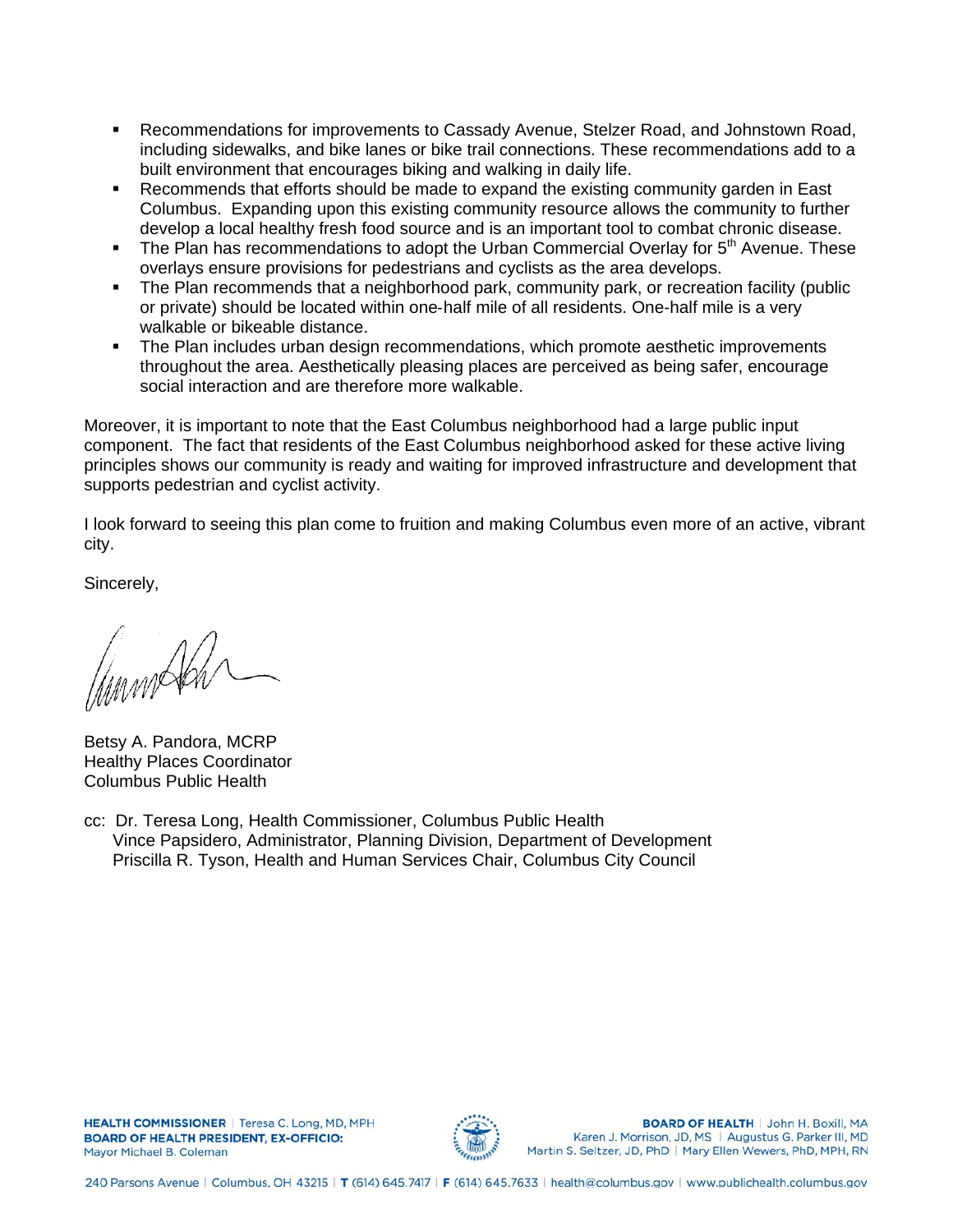- Recommendations for improvements to Cassady Avenue, Stelzer Road, and Johnstown Road, including sidewalks, and bike lanes or bike trail connections. These recommendations add to a built environment that encourages biking and walking in daily life.
- Recommends that efforts should be made to expand the existing community garden in East Columbus. Expanding upon this existing community resource allows the community to further develop a local healthy fresh food source and is an important tool to combat chronic disease.
- The Plan has recommendations to adopt the Urban Commercial Overlay for 5th Avenue. These overlays ensure provisions for pedestrians and cyclists as the area develops.
- The Plan recommends that a neighborhood park, community park, or recreation facility (public or private) should be located within one-half mile of all residents. One-half mile is a very walkable or bikeable distance.
- The Plan includes urban design recommendations, which promote aesthetic improvements throughout the area. Aesthetically pleasing places are perceived as being safer, encourage social interaction and are therefore more walkable.

Moreover, it is important to note that the East Columbus neighborhood had a large public input component. The fact that residents of the East Columbus neighborhood asked for these active living principles shows our community is ready and waiting for improved infrastructure and development that supports pedestrian and cyclist activity.

I look forward to seeing this plan come to fruition and making Columbus even more of an active, vibrant city.

Sincerely,

Betsy A. Pandora, MCRP
Healthy Places Coordinator
Columbus Public Health

cc: Dr. Teresa Long, Health Commissioner, Columbus Public Health
Vince Papsidero, Administrator, Planning Division, Department of Development
Priscilla R. Tyson, Health and Human Services Chair, Columbus City Council

**HEALTH COMMISSIONER** | Teresa C. Long, MD, MPH
**BOARD OF HEALTH PRESIDENT, EX-OFFICIO:** Mayor Michael B. Coleman

**BOARD OF HEALTH** | John H. Boxill, MA
Karen J. Morrison, JD, MS | Augustus G. Parker III, MD
Martin S. Seltzer, JD, PhD | Mary Ellen Wewers, PhD, MPH, RN

240 Parsons Avenue | Columbus, OH 43215 | **T** (614) 645.7417 | **F** (614) 645.7633 | health@columbus.gov | www.publichealth.columbus.gov